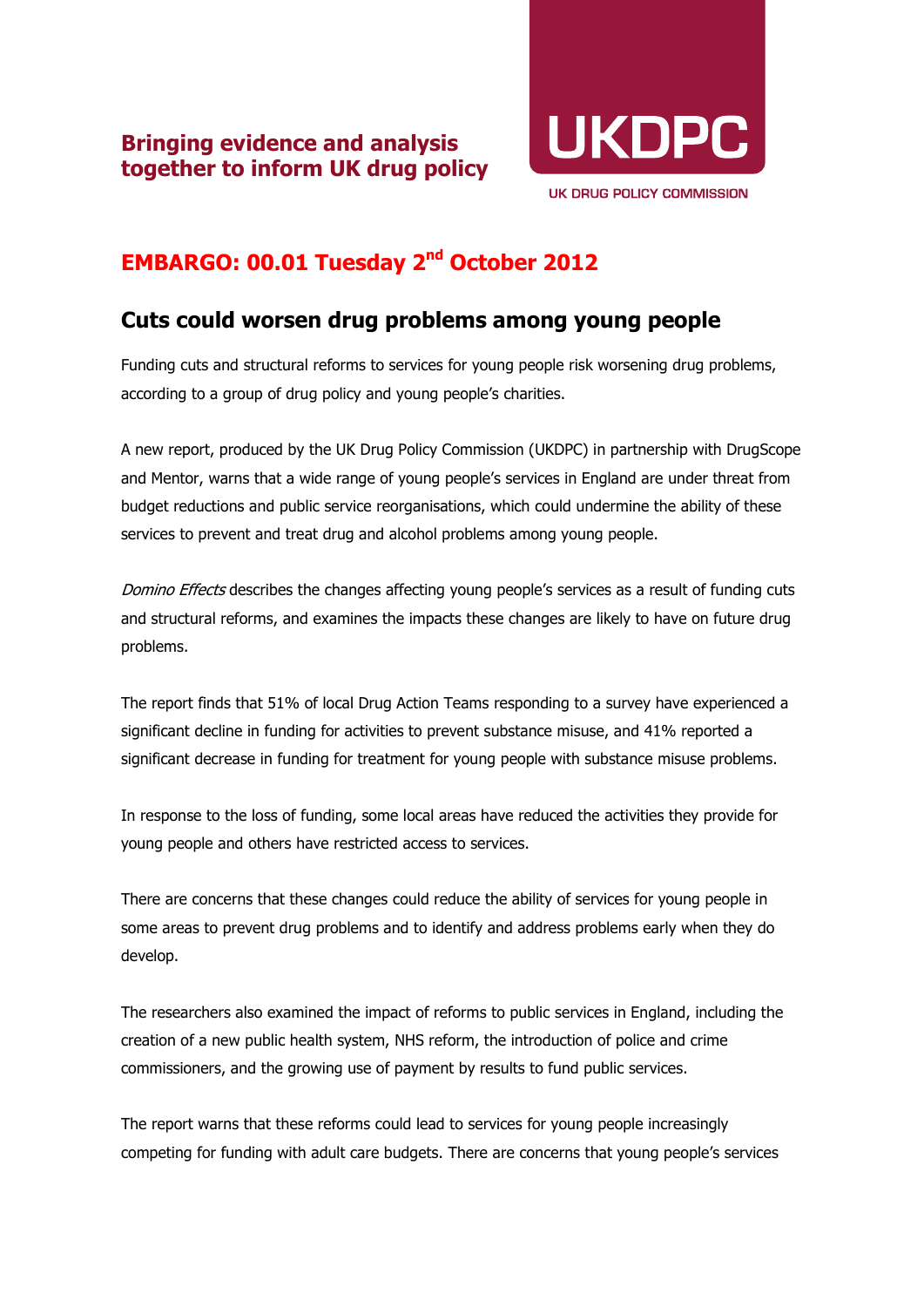**Bringing evidence and analysis together to inform UK drug policy**

**UKDPC**

UK DRUG POLICY COMMISSION

## EMBARGO: 00.01 Tuesday 2nd October 2012

## Cuts could worsen drug problems among young people

Funding cuts and structural reforms to services for young people risk worsening drug problems, according to a group of drug policy and young people's charities.

A new report, produced by the UK Drug Policy Commission (UKDPC) in partnership with DrugScope and Mentor, warns that a wide range of young people's services in England are under threat from budget reductions and public service reorganisations, which could undermine the ability of these services to prevent and treat drug and alcohol problems among young people.

*Domino Effects* describes the changes affecting young people's services as a result of funding cuts and structural reforms, and examines the impacts these changes are likely to have on future drug problems.

The report finds that 51% of local Drug Action Teams responding to a survey have experienced a significant decline in funding for activities to prevent substance misuse, and 41% reported a significant decrease in funding for treatment for young people with substance misuse problems.

In response to the loss of funding, some local areas have reduced the activities they provide for young people and others have restricted access to services.

There are concerns that these changes could reduce the ability of services for young people in some areas to prevent drug problems and to identify and address problems early when they do develop.

The researchers also examined the impact of reforms to public services in England, including the creation of a new public health system, NHS reform, the introduction of police and crime commissioners, and the growing use of payment by results to fund public services.

The report warns that these reforms could lead to services for young people increasingly competing for funding with adult care budgets. There are concerns that young people's services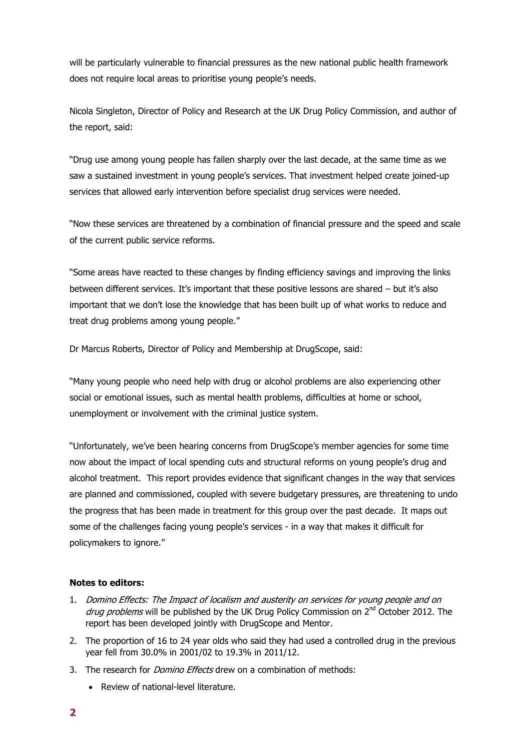will be particularly vulnerable to financial pressures as the new national public health framework does not require local areas to prioritise young people's needs.

Nicola Singleton, Director of Policy and Research at the UK Drug Policy Commission, and author of the report, said:

"Drug use among young people has fallen sharply over the last decade, at the same time as we saw a sustained investment in young people's services. That investment helped create joined-up services that allowed early intervention before specialist drug services were needed.

"Now these services are threatened by a combination of financial pressure and the speed and scale of the current public service reforms.

"Some areas have reacted to these changes by finding efficiency savings and improving the links between different services. It's important that these positive lessons are shared – but it's also important that we don't lose the knowledge that has been built up of what works to reduce and treat drug problems among young people."

Dr Marcus Roberts, Director of Policy and Membership at DrugScope, said:

"Many young people who need help with drug or alcohol problems are also experiencing other social or emotional issues, such as mental health problems, difficulties at home or school, unemployment or involvement with the criminal justice system.

"Unfortunately, we've been hearing concerns from DrugScope's member agencies for some time now about the impact of local spending cuts and structural reforms on young people's drug and alcohol treatment. This report provides evidence that significant changes in the way that services are planned and commissioned, coupled with severe budgetary pressures, are threatening to undo the progress that has been made in treatment for this group over the past decade. It maps out some of the challenges facing young people's services - in a way that makes it difficult for policymakers to ignore."

**Notes to editors:**

1. *Domino Effects: The Impact of localism and austerity on services for young people and on drug problems* will be published by the UK Drug Policy Commission on 2nd October 2012. The report has been developed jointly with DrugScope and Mentor.
2. The proportion of 16 to 24 year olds who said they had used a controlled drug in the previous year fell from 30.0% in 2001/02 to 19.3% in 2011/12.
3. The research for *Domino Effects* drew on a combination of methods:
   - Review of national-level literature.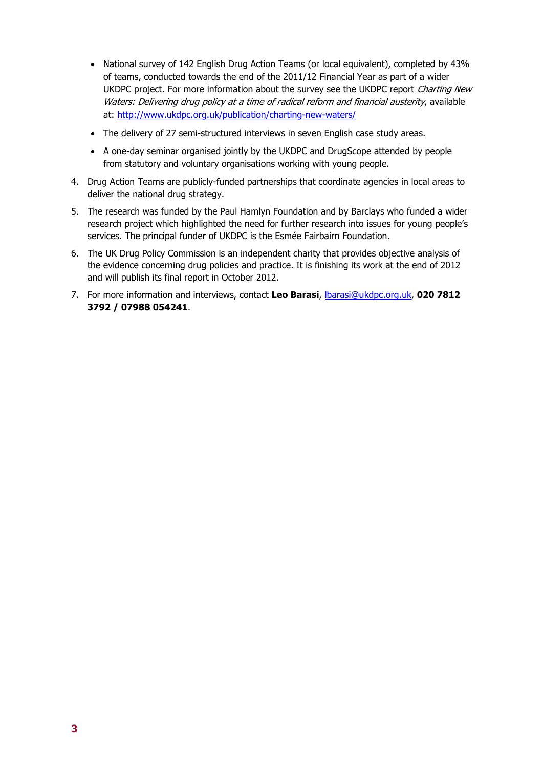- National survey of 142 English Drug Action Teams (or local equivalent), completed by 43% of teams, conducted towards the end of the 2011/12 Financial Year as part of a wider UKDPC project. For more information about the survey see the UKDPC report *Charting New Waters: Delivering drug policy at a time of radical reform and financial austerity*, available at: http://www.ukdpc.org.uk/publication/charting-new-waters/
- The delivery of 27 semi-structured interviews in seven English case study areas.
- A one-day seminar organised jointly by the UKDPC and DrugScope attended by people from statutory and voluntary organisations working with young people.

4. Drug Action Teams are publicly-funded partnerships that coordinate agencies in local areas to deliver the national drug strategy.
5. The research was funded by the Paul Hamlyn Foundation and by Barclays who funded a wider research project which highlighted the need for further research into issues for young people's services. The principal funder of UKDPC is the Esmée Fairbairn Foundation.
6. The UK Drug Policy Commission is an independent charity that provides objective analysis of the evidence concerning drug policies and practice. It is finishing its work at the end of 2012 and will publish its final report in October 2012.
7. For more information and interviews, contact **Leo Barasi**, lbarasi@ukdpc.org.uk, **020 7812 3792 / 07988 054241**.